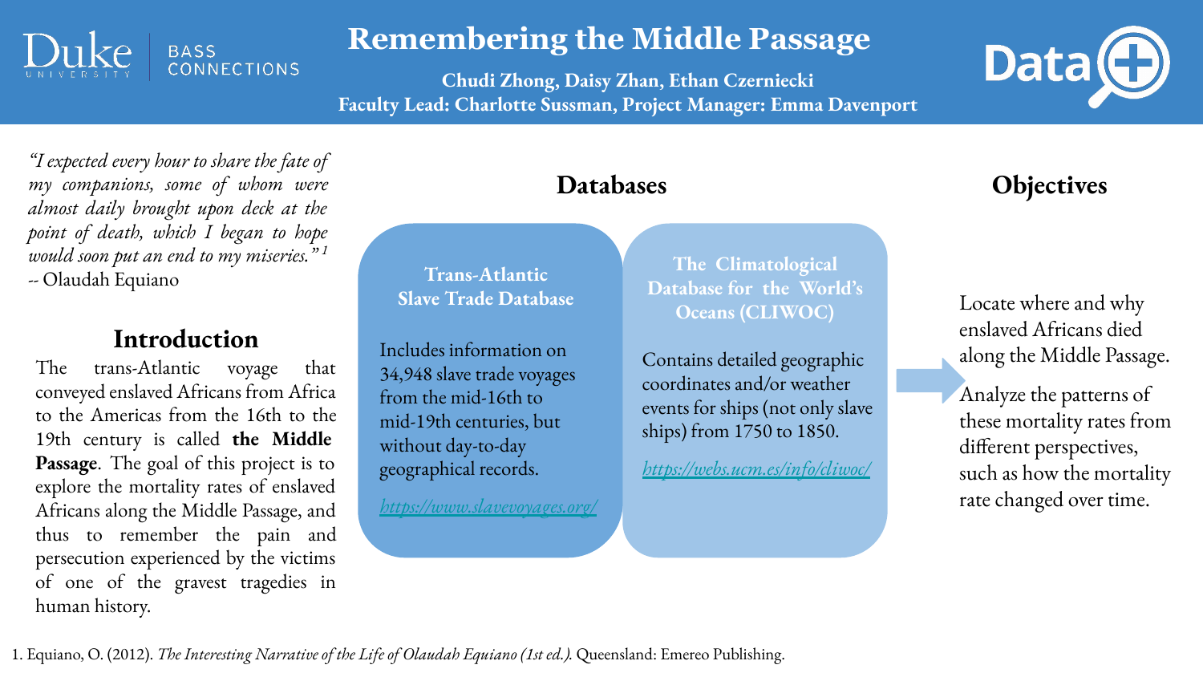Duke University | BASS CONNECTIONS

# Remembering the Middle Passage

**Chudi Zhong, Daisy Zhan, Ethan Czerniecki**

**Faculty Lead: Charlotte Sussman, Project Manager: Emma Davenport**

Data+

*"I expected every hour to share the fate of my companions, some of whom were almost daily brought upon deck at the point of death, which I began to hope would soon put an end to my miseries."*[1]
-- Olaudah Equiano

## Introduction

The trans-Atlantic voyage that conveyed enslaved Africans from Africa to the Americas from the 16th to the 19th century is called **the Middle Passage**. The goal of this project is to explore the mortality rates of enslaved Africans along the Middle Passage, and thus to remember the pain and persecution experienced by the victims of one of the gravest tragedies in human history.

## Databases

### Trans-Atlantic Slave Trade Database

Includes information on 34,948 slave trade voyages from the mid-16th to mid-19th centuries, but without day-to-day geographical records.

*https://www.slavevoyages.org/*

### The Climatological Database for the World's Oceans (CLIWOC)

Contains detailed geographic coordinates and/or weather events for ships (not only slave ships) from 1750 to 1850.

*https://webs.ucm.es/info/cliwoc/*

## Objectives

Locate where and why enslaved Africans died along the Middle Passage.

Analyze the patterns of these mortality rates from different perspectives, such as how the mortality rate changed over time.

1. Equiano, O. (2012). *The Interesting Narrative of the Life of Olaudah Equiano (1st ed.).* Queensland: Emereo Publishing.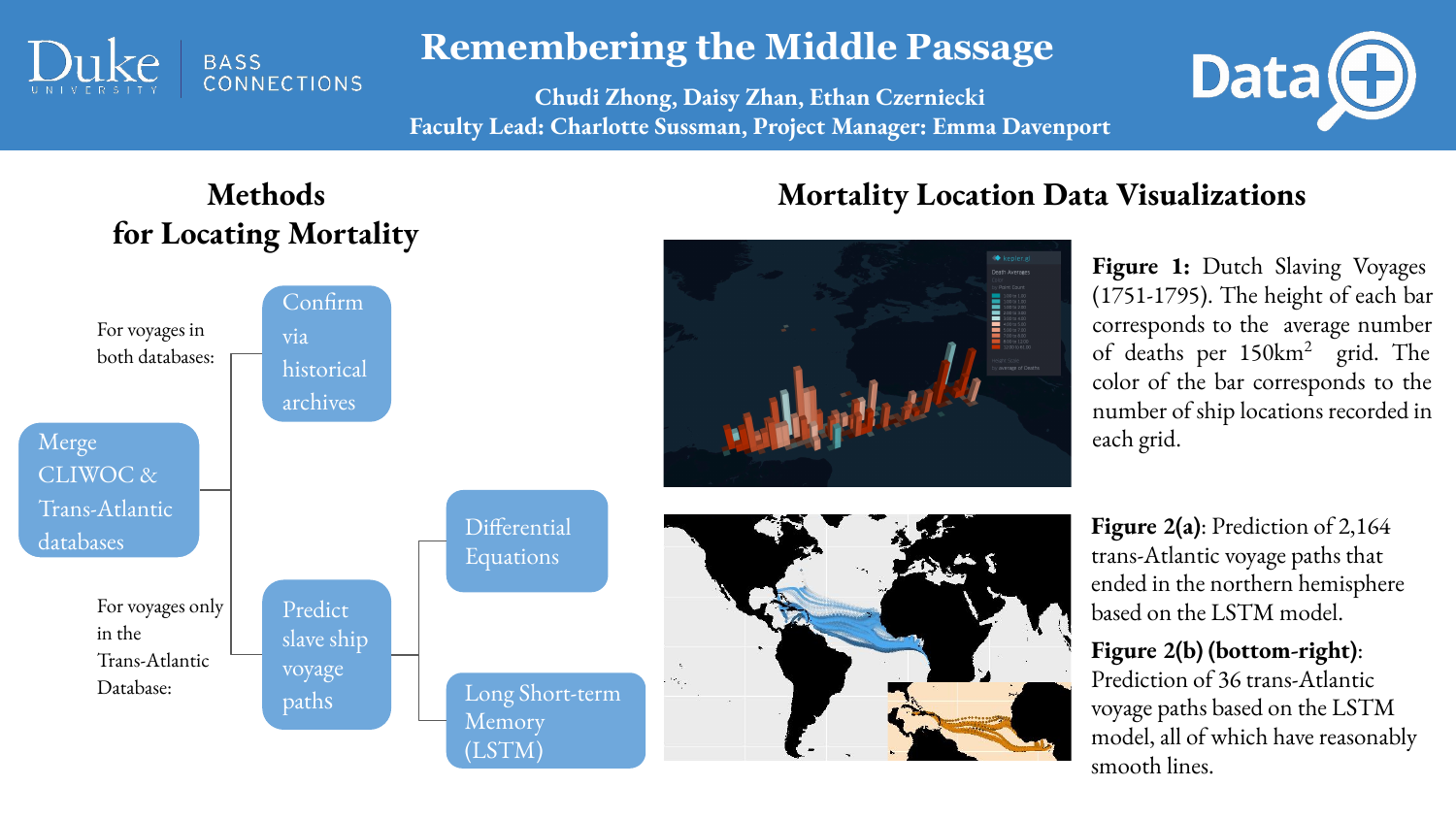# Remembering the Middle Passage

**Chudi Zhong, Daisy Zhan, Ethan Czerniecki**
**Faculty Lead: Charlotte Sussman, Project Manager: Emma Davenport**

## Methods for Locating Mortality

Merge CLIWOC & Trans-Atlantic databases

For voyages in both databases: Confirm via historical archives

For voyages only in the Trans-Atlantic Database: Predict slave ship voyage paths

- Differential Equations
- Long Short-term Memory (LSTM)

## Mortality Location Data Visualizations

**Figure 1:** Dutch Slaving Voyages (1751-1795). The height of each bar corresponds to the average number of deaths per 150km$^2$ grid. The color of the bar corresponds to the number of ship locations recorded in each grid.

**Figure 2(a)**: Prediction of 2,164 trans-Atlantic voyage paths that ended in the northern hemisphere based on the LSTM model.

**Figure 2(b) (bottom-right)**: Prediction of 36 trans-Atlantic voyage paths based on the LSTM model, all of which have reasonably smooth lines.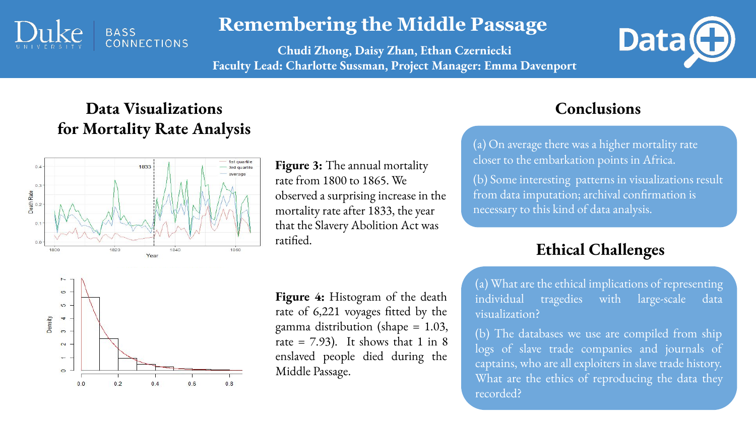# Remembering the Middle Passage

**Chudi Zhong, Daisy Zhan, Ethan Czerniecki**
**Faculty Lead: Charlotte Sussman, Project Manager: Emma Davenport**

## Data Visualizations for Mortality Rate Analysis

1st quartile
3rd quartile
average
1833
Death Rate
0.0
0.1
0.2
0.3
0.4
1800
1820
1840
1860
Year

**Figure 3:** The annual mortality rate from 1800 to 1865. We observed a surprising increase in the mortality rate after 1833, the year that the Slavery Abolition Act was ratified.

Density
0
1
2
3
4
5
6
7
0.0
0.2
0.4
0.6
0.8

**Figure 4:** Histogram of the death rate of 6,221 voyages fitted by the gamma distribution (shape = 1.03, rate = 7.93). It shows that 1 in 8 enslaved people died during the Middle Passage.

## Conclusions

(a) On average there was a higher mortality rate closer to the embarkation points in Africa.

(b) Some interesting patterns in visualizations result from data imputation; archival confirmation is necessary to this kind of data analysis.

## Ethical Challenges

(a) What are the ethical implications of representing individual tragedies with large-scale data visualization?

(b) The databases we use are compiled from ship logs of slave trade companies and journals of captains, who are all exploiters in slave trade history. What are the ethics of reproducing the data they recorded?